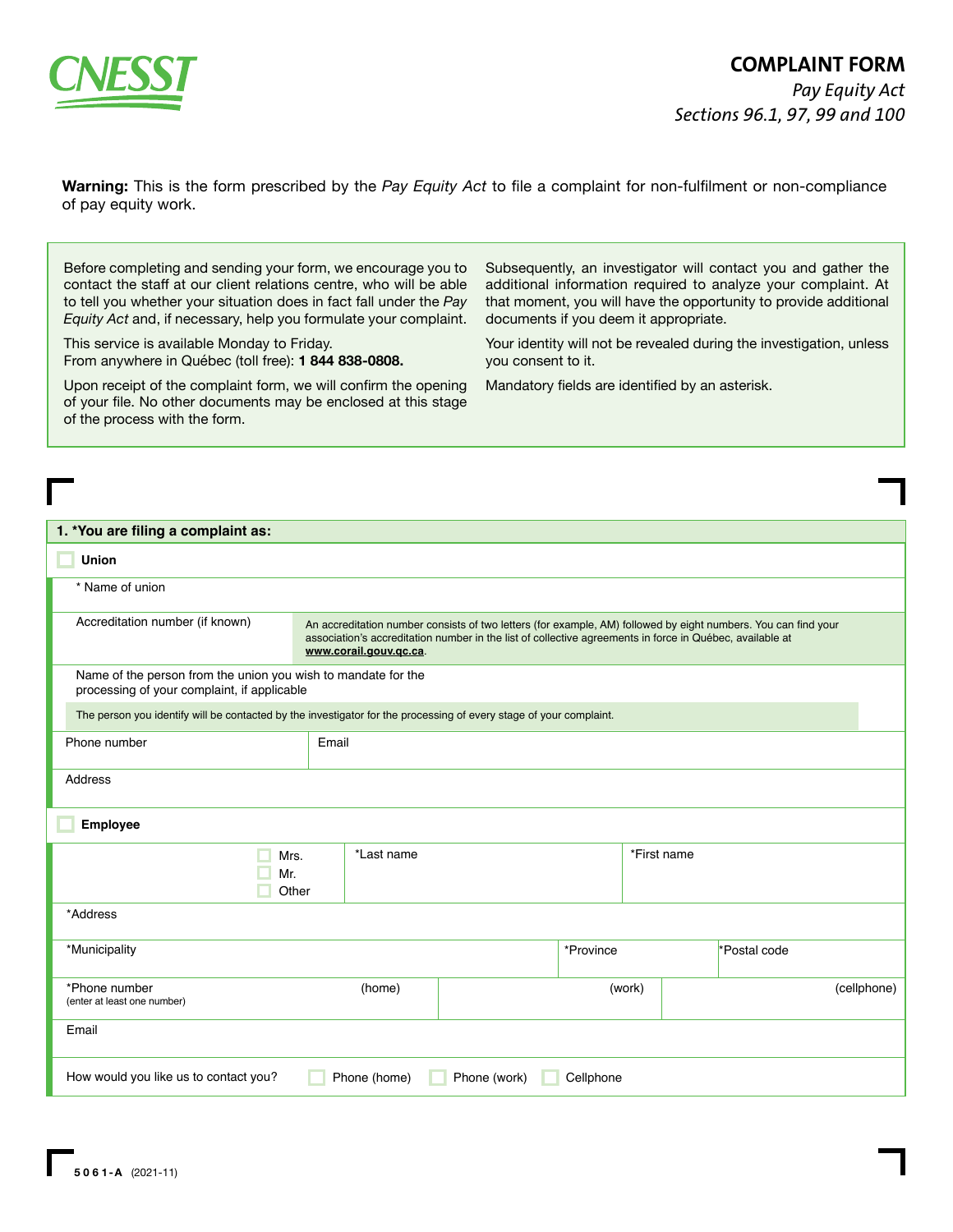CNESST

# COMPLAINT FORM

*Pay Equity Act*
*Sections 96.1, 97, 99 and 100*

**Warning:** This is the form prescribed by the *Pay Equity Act* to file a complaint for non-fulfilment or non-compliance of pay equity work.

Before completing and sending your form, we encourage you to contact the staff at our client relations centre, who will be able to tell you whether your situation does in fact fall under the *Pay Equity Act* and, if necessary, help you formulate your complaint.

This service is available Monday to Friday.
From anywhere in Québec (toll free): **1 844 838-0808.**

Upon receipt of the complaint form, we will confirm the opening of your file. No other documents may be enclosed at this stage of the process with the form.

Subsequently, an investigator will contact you and gather the additional information required to analyze your complaint. At that moment, you will have the opportunity to provide additional documents if you deem it appropriate.

Your identity will not be revealed during the investigation, unless you consent to it.

Mandatory fields are identified by an asterisk.

## 1. *You are filing a complaint as:

☐ **Union**

* Name of union

Accreditation number (if known)

An accreditation number consists of two letters (for example, AM) followed by eight numbers. You can find your association's accreditation number in the list of collective agreements in force in Québec, available at **www.corail.gouv.qc.ca**.

Name of the person from the union you wish to mandate for the processing of your complaint, if applicable

The person you identify will be contacted by the investigator for the processing of every stage of your complaint.

| Phone number | Email |
|---|---|
| | |

Address

☐ **Employee**

| ☐ Mrs. ☐ Mr. ☐ Other | *Last name | *First name |
|---|---|---|
| | | |

*Address

| *Municipality | *Province | *Postal code |
|---|---|---|
| | | |

| *Phone number (enter at least one number) (home) | (work) | (cellphone) |
|---|---|---|
| | | |

Email

How would you like us to contact you? ☐ Phone (home) ☐ Phone (work) ☐ Cellphone

**5061-A** (2021-11)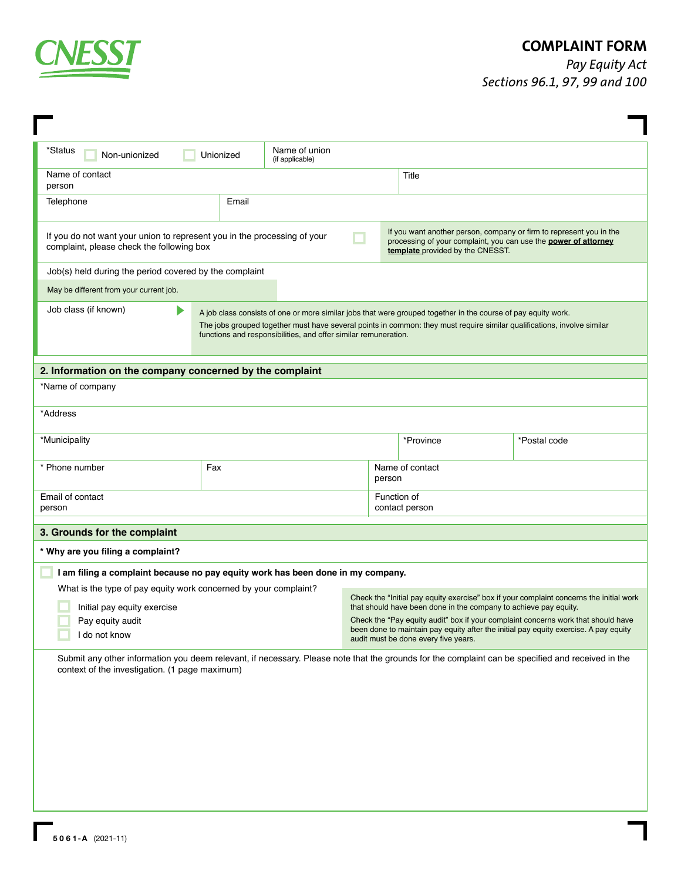# COMPLAINT FORM

*Pay Equity Act*
*Sections 96.1, 97, 99 and 100*

| | | | |
|---|---|---|---|
| *Status ☐ Non-unionized ☐ Unionized | Name of union (if applicable) | | |
| Name of contact person | | Title | |
| Telephone | Email | | |

If you do not want your union to represent you in the processing of your complaint, please check the following box ☐

If you want another person, company or firm to represent you in the processing of your complaint, you can use the **power of attorney template** provided by the CNESST.

Job(s) held during the period covered by the complaint

May be different from your current job.

Job class (if known)

A job class consists of one or more similar jobs that were grouped together in the course of pay equity work.

The jobs grouped together must have several points in common: they must require similar qualifications, involve similar functions and responsibilities, and offer similar remuneration.

## 2. Information on the company concerned by the complaint

| | | | |
|---|---|---|---|
| *Name of company | | | |
| *Address | | | |
| *Municipality | | *Province | *Postal code |
| * Phone number | Fax | Name of contact person | |
| Email of contact person | | Function of contact person | |

## 3. Grounds for the complaint

**\* Why are you filing a complaint?**

☐ **I am filing a complaint because no pay equity work has been done in my company.**

What is the type of pay equity work concerned by your complaint?

- ☐ Initial pay equity exercise
- ☐ Pay equity audit
- ☐ I do not know

Check the "Initial pay equity exercise" box if your complaint concerns the initial work that should have been done in the company to achieve pay equity.

Check the "Pay equity audit" box if your complaint concerns work that should have been done to maintain pay equity after the initial pay equity exercise. A pay equity audit must be done every five years.

Submit any other information you deem relevant, if necessary. Please note that the grounds for the complaint can be specified and received in the context of the investigation. (1 page maximum)

**5061-A** (2021-11)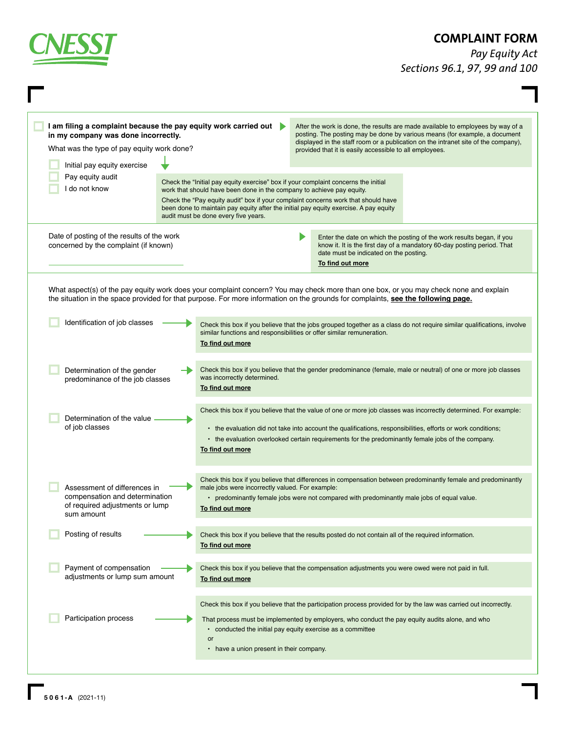# COMPLAINT FORM

*Pay Equity Act*
*Sections 96.1, 97, 99 and 100*

☐ **I am filing a complaint because the pay equity work carried out in my company was done incorrectly.**

What was the type of pay equity work done?

- ☐ Initial pay equity exercise
- ☐ Pay equity audit
- ☐ I do not know

> After the work is done, the results are made available to employees by way of a posting. The posting may be done by various means (for example, a document displayed in the staff room or a publication on the intranet site of the company), provided that it is easily accessible to all employees.

> Check the "Initial pay equity exercise" box if your complaint concerns the initial work that should have been done in the company to achieve pay equity.
> Check the "Pay equity audit" box if your complaint concerns work that should have been done to maintain pay equity after the initial pay equity exercise. A pay equity audit must be done every five years.

Date of posting of the results of the work concerned by the complaint (if known)

______________________________

> Enter the date on which the posting of the work results began, if you know it. It is the first day of a mandatory 60-day posting period. That date must be indicated on the posting.
> **To find out more**

What aspect(s) of the pay equity work does your complaint concern? You may check more than one box, or you may check none and explain the situation in the space provided for that purpose. For more information on the grounds for complaints, **see the following page.**

☐ Identification of job classes

> Check this box if you believe that the jobs grouped together as a class do not require similar qualifications, involve similar functions and responsibilities or offer similar remuneration.
> **To find out more**

☐ Determination of the gender predominance of the job classes

> Check this box if you believe that the gender predominance (female, male or neutral) of one or more job classes was incorrectly determined.
> **To find out more**

☐ Determination of the value of job classes

> Check this box if you believe that the value of one or more job classes was incorrectly determined. For example:
> - the evaluation did not take into account the qualifications, responsibilities, efforts or work conditions;
> - the evaluation overlooked certain requirements for the predominantly female jobs of the company.
>
> **To find out more**

☐ Assessment of differences in compensation and determination of required adjustments or lump sum amount

> Check this box if you believe that differences in compensation between predominantly female and predominantly male jobs were incorrectly valued. For example:
> - predominantly female jobs were not compared with predominantly male jobs of equal value.
>
> **To find out more**

☐ Posting of results

> Check this box if you believe that the results posted do not contain all of the required information.
> **To find out more**

☐ Payment of compensation adjustments or lump sum amount

> Check this box if you believe that the compensation adjustments you were owed were not paid in full.
> **To find out more**

☐ Participation process

> Check this box if you believe that the participation process provided for by the law was carried out incorrectly.
>
> That process must be implemented by employers, who conduct the pay equity audits alone, and who
> - conducted the initial pay equity exercise as a committee
>
> or
> - have a union present in their company.

**5061-A** (2021-11)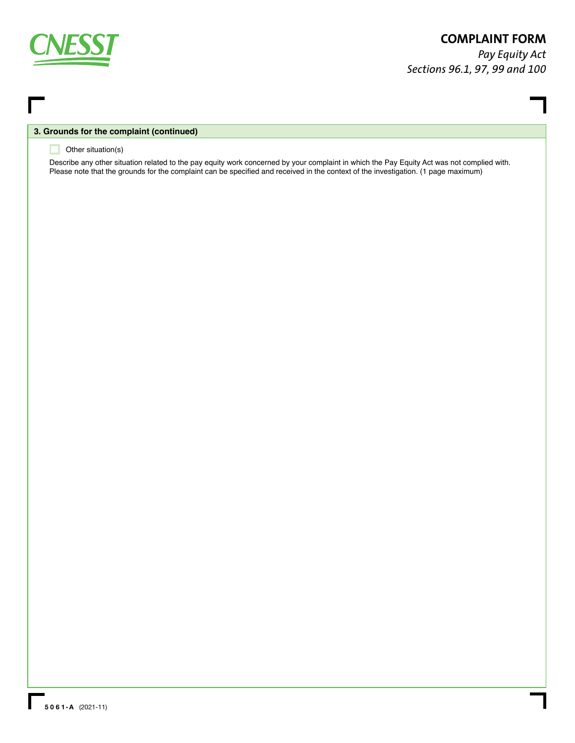# COMPLAINT FORM

*Pay Equity Act*
*Sections 96.1, 97, 99 and 100*

## 3. Grounds for the complaint (continued)

☐ Other situation(s)

Describe any other situation related to the pay equity work concerned by your complaint in which the Pay Equity Act was not complied with. Please note that the grounds for the complaint can be specified and received in the context of the investigation. (1 page maximum)

**5061-A** (2021-11)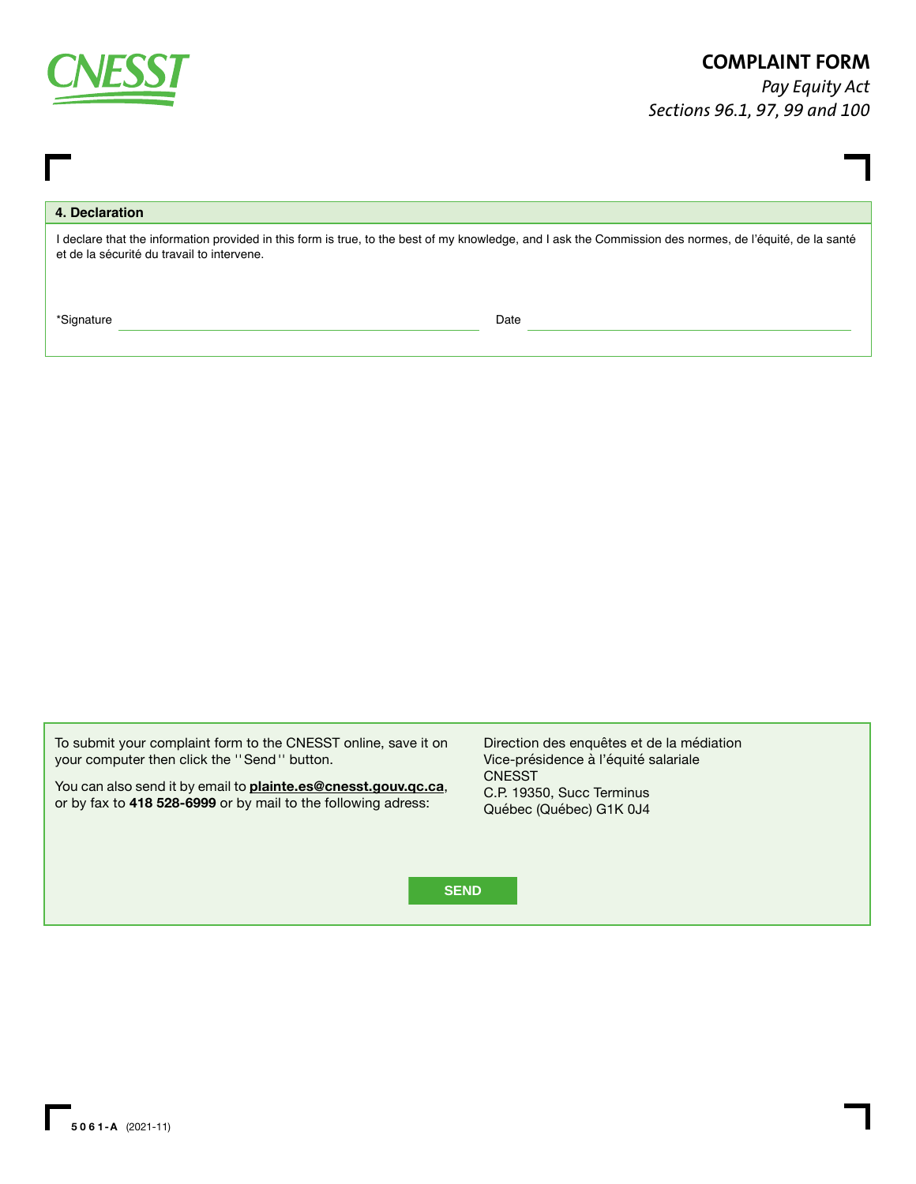# COMPLAINT FORM

*Pay Equity Act*
*Sections 96.1, 97, 99 and 100*

## 4. Declaration

I declare that the information provided in this form is true, to the best of my knowledge, and I ask the Commission des normes, de l'équité, de la santé et de la sécurité du travail to intervene.

*Signature ______________________ Date ______________________

To submit your complaint form to the CNESST online, save it on your computer then click the ''Send'' button.

You can also send it by email to **plainte.es@cnesst.gouv.qc.ca**, or by fax to **418 528-6999** or by mail to the following adress:

Direction des enquêtes et de la médiation
Vice-présidence à l'équité salariale
CNESST
C.P. 19350, Succ Terminus
Québec (Québec) G1K 0J4

**SEND**

**5061-A** (2021-11)